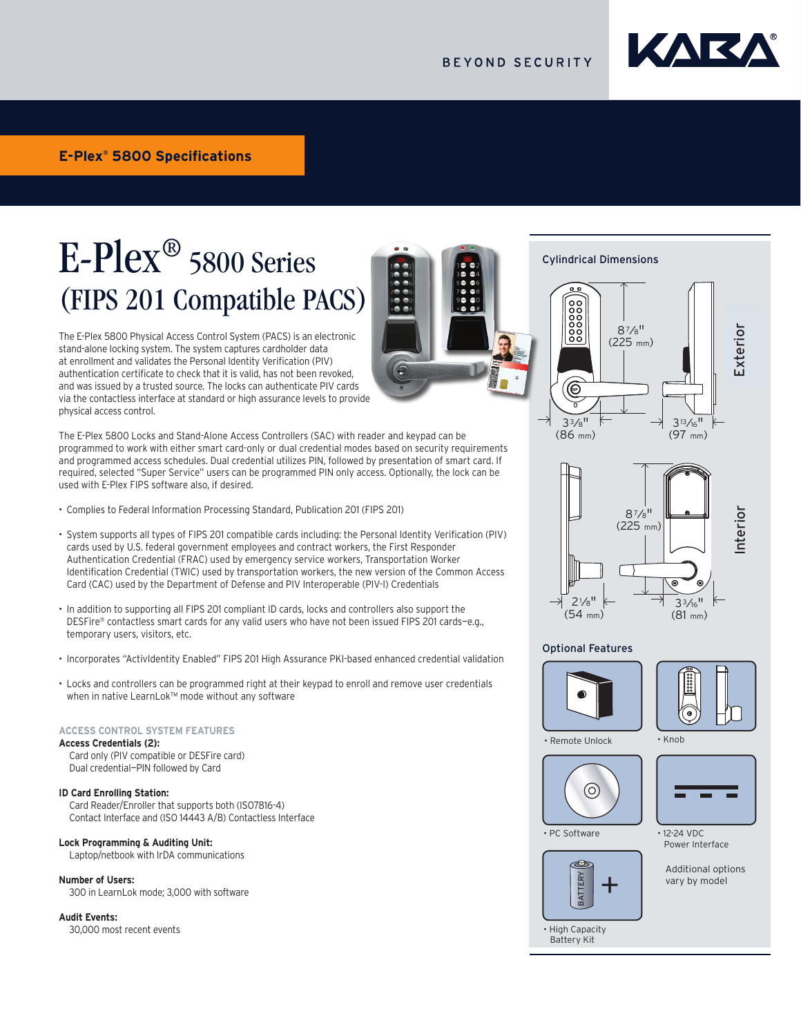BEYOND SECURITY

KABA®

**E-Plex® 5800 Specifications**

# E-Plex® 5800 Series (FIPS 201 Compatible PACS)

The E-Plex 5800 Physical Access Control System (PACS) is an electronic stand-alone locking system. The system captures cardholder data at enrollment and validates the Personal Identity Verification (PIV) authentication certificate to check that it is valid, has not been revoked, and was issued by a trusted source. The locks can authenticate PIV cards via the contactless interface at standard or high assurance levels to provide physical access control.

The E-Plex 5800 Locks and Stand-Alone Access Controllers (SAC) with reader and keypad can be programmed to work with either smart credential or dual credential modes based on security requirements and programmed access schedules. Dual credential utilizes PIN, followed by presentation of smart card. If required, selected "Super Service" users can be programmed PIN only access. Optionally, the lock can be used with E-Plex FIPS software also, if desired.

- Complies to Federal Information Processing Standard, Publication 201 (FIPS 201)
- System supports all types of FIPS 201 compatible cards including: the Personal Identity Verification (PIV) cards used by U.S. federal government employees and contract workers, the First Responder Authentication Credential (FRAC) used by emergency service workers, Transportation Worker Identification Credential (TWIC) used by transportation workers, the new version of the Common Access Card (CAC) used by the Department of Defense and PIV Interoperable (PIV-I) Credentials
- In addition to supporting all FIPS 201 compliant ID cards, locks and controllers also support the DESFire® contactless smart cards for any valid users who have not been issued FIPS 201 cards—e.g., temporary users, visitors, etc.
- Incorporates "ActivIdentity Enabled" FIPS 201 High Assurance PKI-based enhanced credential validation
- Locks and controllers can be programmed right at their keypad to enroll and remove user credentials when in native LearnLok™ mode without any software

## ACCESS CONTROL SYSTEM FEATURES

**Access Credentials (2):**
Card only (PIV compatible or DESFire card)
Dual credential—PIN followed by Card

**ID Card Enrolling Station:**
Card Reader/Enroller that supports both (ISO7816-4) Contact Interface and (ISO 14443 A/B) Contactless Interface

**Lock Programming & Auditing Unit:**
Laptop/netbook with IrDA communications

**Number of Users:**
300 in LearnLok mode; 3,000 with software

**Audit Events:**
30,000 most recent events

## Cylindrical Dimensions

**Exterior**

8 7/8" (225 mm)
3 3/8" (86 mm)
3 13/16" (97 mm)

**Interior**

8 7/8" (225 mm)
2 1/8" (54 mm)
3 3/16" (81 mm)

## Optional Features

- Remote Unlock
- Knob
- PC Software
- 12-24 VDC Power Interface
- High Capacity Battery Kit

Additional options vary by model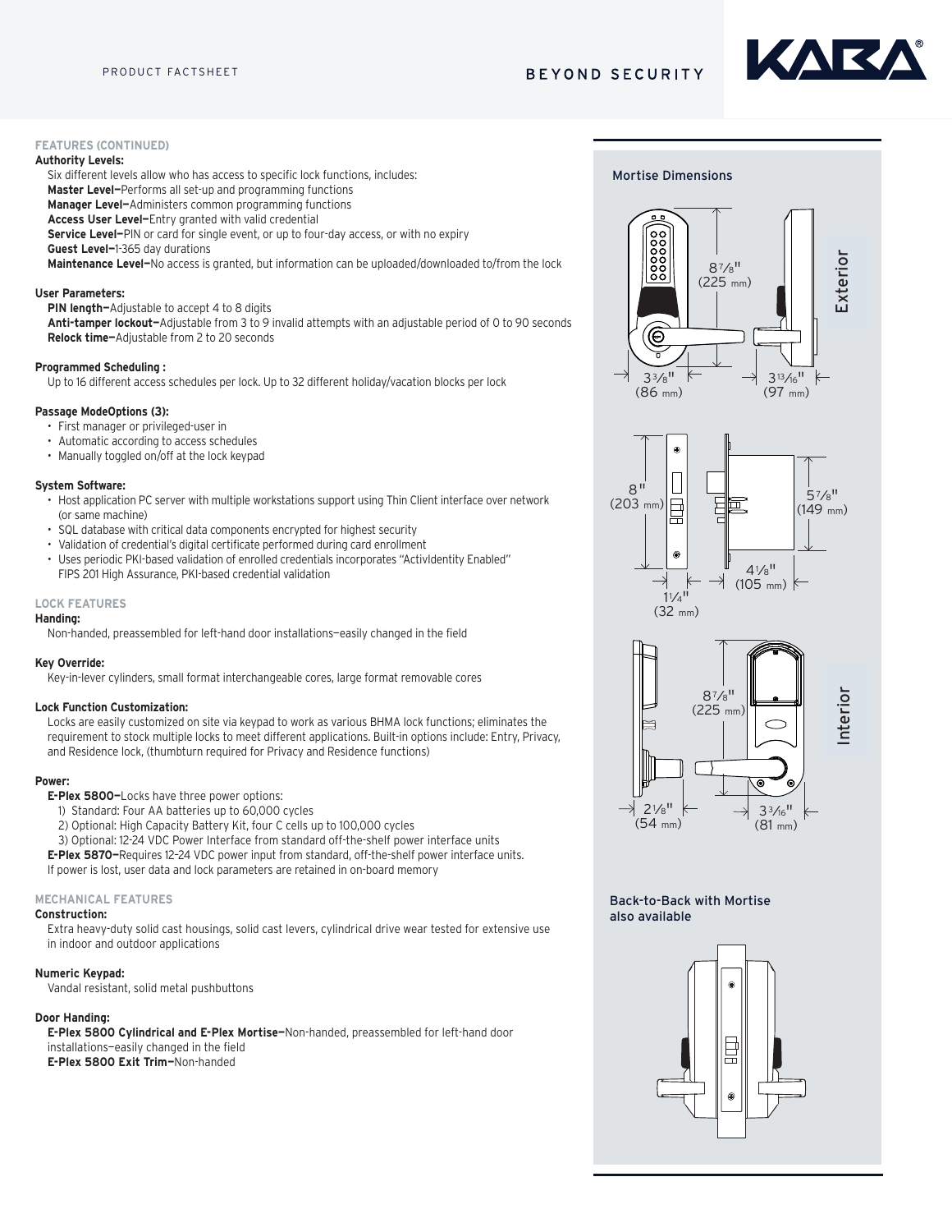## FEATURES (CONTINUED)

**Authority Levels:**

Six different levels allow who has access to specific lock functions, includes:

**Master Level—**Performs all set-up and programming functions
**Manager Level—**Administers common programming functions
**Access User Level—**Entry granted with valid credential
**Service Level—**PIN or card for single event, or up to four-day access, or with no expiry
**Guest Level—**1-365 day durations
**Maintenance Level—**No access is granted, but information can be uploaded/downloaded to/from the lock

**User Parameters:**

**PIN length—**Adjustable to accept 4 to 8 digits
**Anti-tamper lockout—**Adjustable from 3 to 9 invalid attempts with an adjustable period of 0 to 90 seconds
**Relock time—**Adjustable from 2 to 20 seconds

**Programmed Scheduling :**

Up to 16 different access schedules per lock. Up to 32 different holiday/vacation blocks per lock

**Passage ModeOptions (3):**

- First manager or privileged-user in
- Automatic according to access schedules
- Manually toggled on/off at the lock keypad

**System Software:**

- Host application PC server with multiple workstations support using Thin Client interface over network (or same machine)
- SQL database with critical data components encrypted for highest security
- Validation of credential's digital certificate performed during card enrollment
- Uses periodic PKI-based validation of enrolled credentials incorporates "ActivIdentity Enabled" FIPS 201 High Assurance, PKI-based credential validation

## LOCK FEATURES

**Handing:**

Non-handed, preassembled for left-hand door installations—easily changed in the field

**Key Override:**

Key-in-lever cylinders, small format interchangeable cores, large format removable cores

**Lock Function Customization:**

Locks are easily customized on site via keypad to work as various BHMA lock functions; eliminates the requirement to stock multiple locks to meet different applications. Built-in options include: Entry, Privacy, and Residence lock, (thumbturn required for Privacy and Residence functions)

**Power:**

**E-Plex 5800—**Locks have three power options:

1) Standard: Four AA batteries up to 60,000 cycles
2) Optional: High Capacity Battery Kit, four C cells up to 100,000 cycles
3) Optional: 12-24 VDC Power Interface from standard off-the-shelf power interface units

**E-Plex 5870—**Requires 12-24 VDC power input from standard, off-the-shelf power interface units.
If power is lost, user data and lock parameters are retained in on-board memory

## MECHANICAL FEATURES

**Construction:**

Extra heavy-duty solid cast housings, solid cast levers, cylindrical drive wear tested for extensive use in indoor and outdoor applications

**Numeric Keypad:**

Vandal resistant, solid metal pushbuttons

**Door Handing:**

**E-Plex 5800 Cylindrical and E-Plex Mortise—**Non-handed, preassembled for left-hand door installations—easily changed in the field
**E-Plex 5800 Exit Trim—**Non-handed

### Mortise Dimensions

Exterior: 8 7/8" (225 mm); 3 3/8" (86 mm); 3 13/16" (97 mm)

8" (203 mm); 1 1/4" (32 mm); 5 7/8" (149 mm); 4 1/8" (105 mm)

Interior: 8 7/8" (225 mm); 2 1/8" (54 mm); 3 3/16" (81 mm)

Back-to-Back with Mortise also available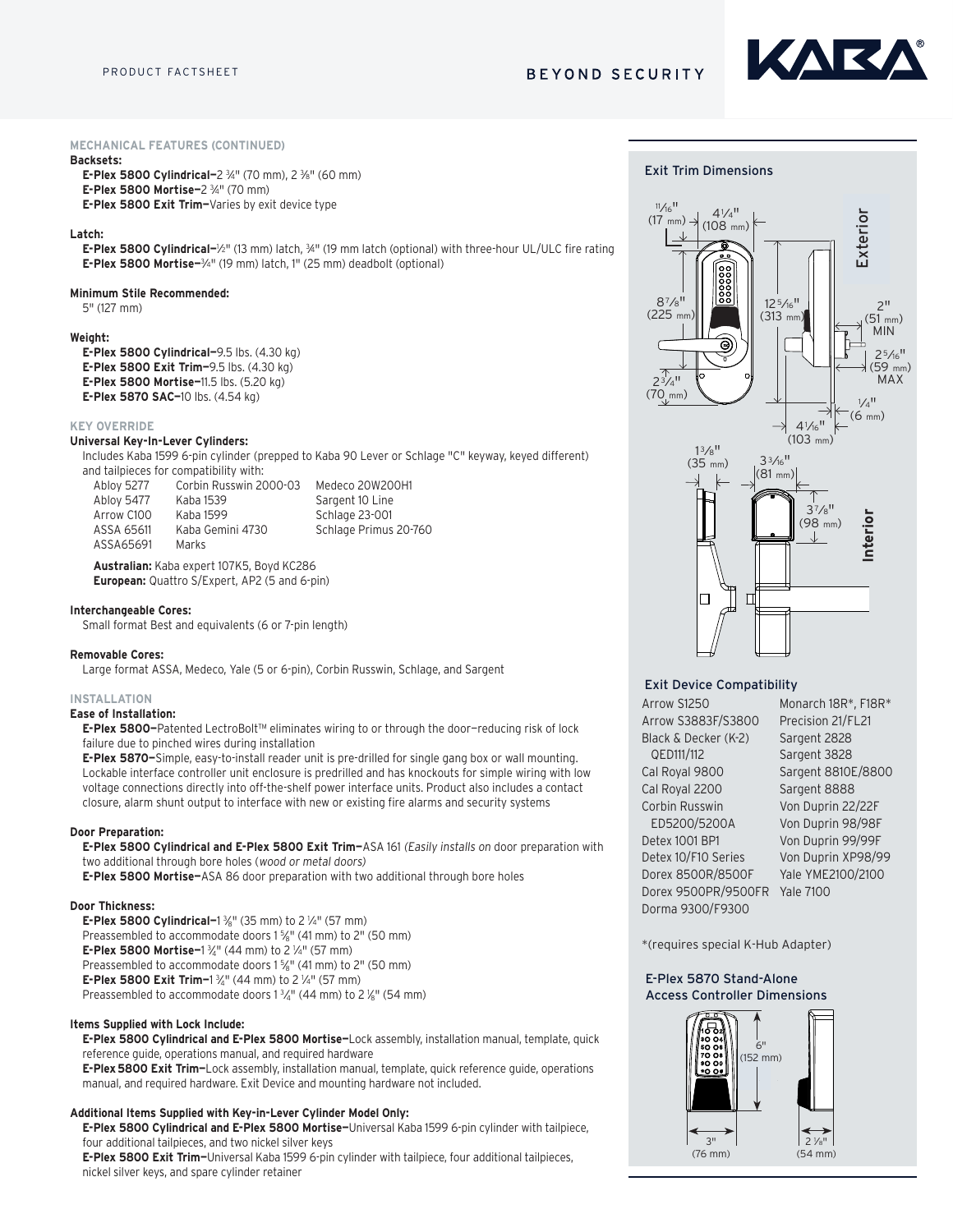## MECHANICAL FEATURES (CONTINUED)

**Backsets:**

**E-Plex 5800 Cylindrical—**2 ¾" (70 mm), 2 ⅜" (60 mm)
**E-Plex 5800 Mortise—**2 ¾" (70 mm)
**E-Plex 5800 Exit Trim—**Varies by exit device type

**Latch:**

**E-Plex 5800 Cylindrical—**½" (13 mm) latch, ¾" (19 mm latch (optional) with three-hour UL/ULC fire rating
**E-Plex 5800 Mortise—**¾" (19 mm) latch, 1" (25 mm) deadbolt (optional)

**Minimum Stile Recommended:**

5" (127 mm)

**Weight:**

**E-Plex 5800 Cylindrical—**9.5 lbs. (4.30 kg)
**E-Plex 5800 Exit Trim—**9.5 lbs. (4.30 kg)
**E-Plex 5800 Mortise—**11.5 lbs. (5.20 kg)
**E-Plex 5870 SAC—**10 lbs. (4.54 kg)

## KEY OVERRIDE

**Universal Key-In-Lever Cylinders:**

Includes Kaba 1599 6-pin cylinder (prepped to Kaba 90 Lever or Schlage "C" keyway, keyed different) and tailpieces for compatibility with:

| | | |
|---|---|---|
| Abloy 5277 | Corbin Russwin 2000-03 | Medeco 20W200H1 |
| Abloy 5477 | Kaba 1539 | Sargent 10 Line |
| Arrow C100 | Kaba 1599 | Schlage 23-001 |
| ASSA 65611 | Kaba Gemini 4730 | Schlage Primus 20-760 |
| ASSA65691 | Marks | |

**Australian:** Kaba expert 107K5, Boyd KC286
**European:** Quattro S/Expert, AP2 (5 and 6-pin)

**Interchangeable Cores:**

Small format Best and equivalents (6 or 7-pin length)

**Removable Cores:**

Large format ASSA, Medeco, Yale (5 or 6-pin), Corbin Russwin, Schlage, and Sargent

## INSTALLATION

**Ease of Installation:**

**E-Plex 5800—**Patented LectroBolt™ eliminates wiring to or through the door—reducing risk of lock failure due to pinched wires during installation

**E-Plex 5870—**Simple, easy-to-install reader unit is pre-drilled for single gang box or wall mounting. Lockable interface controller unit enclosure is predrilled and has knockouts for simple wiring with low voltage connections directly into off-the-shelf power interface units. Product also includes a contact closure, alarm shunt output to interface with new or existing fire alarms and security systems

**Door Preparation:**

**E-Plex 5800 Cylindrical and E-Plex 5800 Exit Trim—**ASA 161 *(Easily installs on* door preparation with two additional through bore holes (*wood or metal doors)*

**E-Plex 5800 Mortise—**ASA 86 door preparation with two additional through bore holes

**Door Thickness:**

**E-Plex 5800 Cylindrical—**1 ⅜" (35 mm) to 2 ¼" (57 mm)
Preassembled to accommodate doors 1 ⅝" (41 mm) to 2" (50 mm)
**E-Plex 5800 Mortise—**1 ¾" (44 mm) to 2 ¼" (57 mm)
Preassembled to accommodate doors 1 ⅝" (41 mm) to 2" (50 mm)
**E-Plex 5800 Exit Trim—**1 ¾" (44 mm) to 2 ¼" (57 mm)
Preassembled to accommodate doors 1 ¾" (44 mm) to 2 ⅛" (54 mm)

**Items Supplied with Lock Include:**

**E-Plex 5800 Cylindrical and E-Plex 5800 Mortise—**Lock assembly, installation manual, template, quick reference guide, operations manual, and required hardware

**E-Plex 5800 Exit Trim—**Lock assembly, installation manual, template, quick reference guide, operations manual, and required hardware. Exit Device and mounting hardware not included.

**Additional Items Supplied with Key-in-Lever Cylinder Model Only:**

**E-Plex 5800 Cylindrical and E-Plex 5800 Mortise—**Universal Kaba 1599 6-pin cylinder with tailpiece, four additional tailpieces, and two nickel silver keys

**E-Plex 5800 Exit Trim—**Universal Kaba 1599 6-pin cylinder with tailpiece, four additional tailpieces, nickel silver keys, and spare cylinder retainer

### Exit Trim Dimensions

Exterior: 11⁄16" (17 mm); 4¼" (108 mm); 8⅞" (225 mm); 12⁵⁄16" (313 mm); 2¾" (70 mm); 4¹⁄16" (103 mm); 2" (51 mm) MIN; 2⁵⁄16" (59 mm) MAX; ¼" (6 mm)

Interior: 1⅜" (35 mm); 3³⁄16" (81 mm); 3⅞" (98 mm)

### Exit Device Compatibility

| | |
|---|---|
| Arrow S1250 | Monarch 18R*, F18R* |
| Arrow S3883F/S3800 | Precision 21/FL21 |
| Black & Decker (K-2) QED111/112 | Sargent 2828 |
| Cal Royal 9800 | Sargent 3828 |
| Cal Royal 2200 | Sargent 8810E/8800 |
| Corbin Russwin ED5200/5200A | Sargent 8888 |
| Detex 1001 BP1 | Von Duprin 22/22F |
| Detex 10/F10 Series | Von Duprin 98/98F |
| Dorex 8500R/8500F | Von Duprin 99/99F |
| Dorex 9500PR/9500FR | Von Duprin XP98/99 |
| Dorma 9300/F9300 | Yale YME2100/2100 |
| | Yale 7100 |

*(requires special K-Hub Adapter)

### E-Plex 5870 Stand-Alone Access Controller Dimensions

6" (152 mm); 3" (76 mm); 2 ⅛" (54 mm)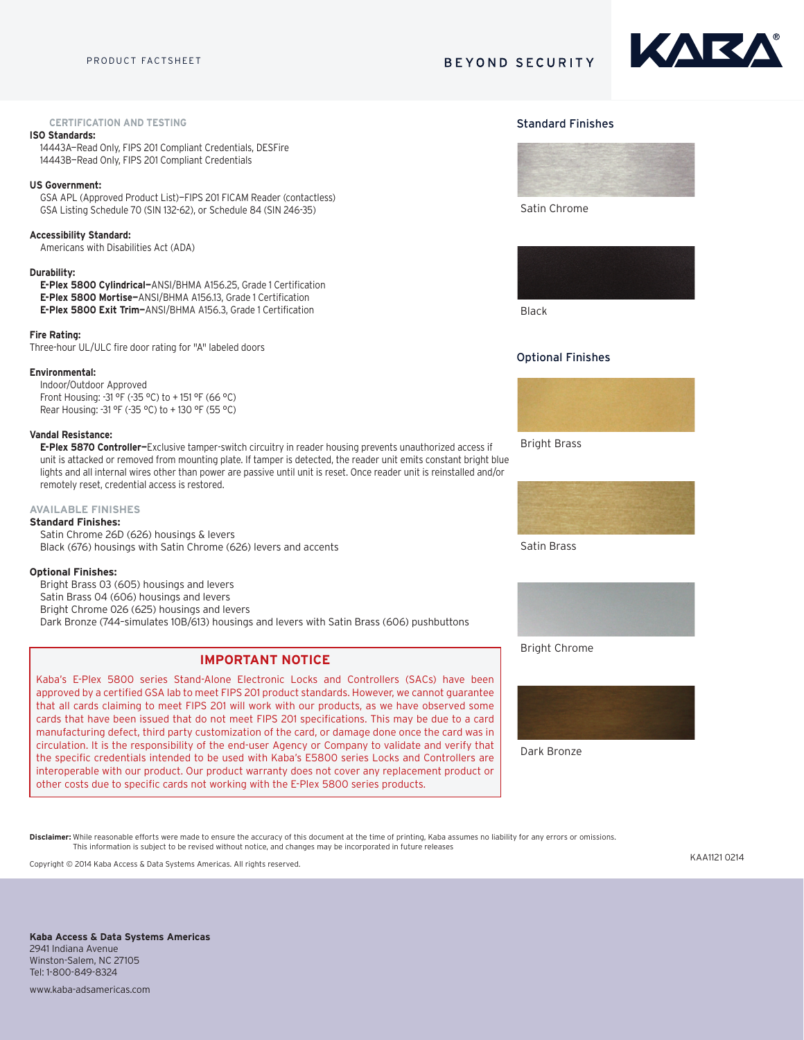## CERTIFICATION AND TESTING

**ISO Standards:**
14443A–Read Only, FIPS 201 Compliant Credentials, DESFire
14443B–Read Only, FIPS 201 Compliant Credentials

**US Government:**
GSA APL (Approved Product List)—FIPS 201 FICAM Reader (contactless)
GSA Listing Schedule 70 (SIN 132-62), or Schedule 84 (SIN 246-35)

**Accessibility Standard:**
Americans with Disabilities Act (ADA)

**Durability:**
**E-Plex 5800 Cylindrical–**ANSI/BHMA A156.25, Grade 1 Certification
**E-Plex 5800 Mortise–**ANSI/BHMA A156.13, Grade 1 Certification
**E-Plex 5800 Exit Trim–**ANSI/BHMA A156.3, Grade 1 Certification

**Fire Rating:**
Three-hour UL/ULC fire door rating for "A" labeled doors

**Environmental:**
Indoor/Outdoor Approved
Front Housing: -31 ºF (-35 ºC) to + 151 ºF (66 ºC)
Rear Housing: -31 ºF (-35 ºC) to + 130 ºF (55 ºC)

**Vandal Resistance:**
**E-Plex 5870 Controller–**Exclusive tamper-switch circuitry in reader housing prevents unauthorized access if unit is attacked or removed from mounting plate. If tamper is detected, the reader unit emits constant bright blue lights and all internal wires other than power are passive until unit is reset. Once reader unit is reinstalled and/or remotely reset, credential access is restored.

## AVAILABLE FINISHES

**Standard Finishes:**
Satin Chrome 26D (626) housings & levers
Black (676) housings with Satin Chrome (626) levers and accents

**Optional Finishes:**
Bright Brass 03 (605) housings and levers
Satin Brass 04 (606) housings and levers
Bright Chrome 026 (625) housings and levers
Dark Bronze (744–simulates 10B/613) housings and levers with Satin Brass (606) pushbuttons

### IMPORTANT NOTICE

Kaba's E-Plex 5800 series Stand-Alone Electronic Locks and Controllers (SACs) have been approved by a certified GSA lab to meet FIPS 201 product standards. However, we cannot guarantee that all cards claiming to meet FIPS 201 will work with our products, as we have observed some cards that have been issued that do not meet FIPS 201 specifications. This may be due to a card manufacturing defect, third party customization of the card, or damage done once the card was in circulation. It is the responsibility of the end-user Agency or Company to validate and verify that the specific credentials intended to be used with Kaba's E5800 series Locks and Controllers are interoperable with our product. Our product warranty does not cover any replacement product or other costs due to specific cards not working with the E-Plex 5800 series products.

### Standard Finishes

Satin Chrome

Black

### Optional Finishes

Bright Brass

Satin Brass

Bright Chrome

Dark Bronze

**Disclaimer:** While reasonable efforts were made to ensure the accuracy of this document at the time of printing, Kaba assumes no liability for any errors or omissions. This information is subject to be revised without notice, and changes may be incorporated in future releases

Copyright © 2014 Kaba Access & Data Systems Americas. All rights reserved.

KAA1121 0214

**Kaba Access & Data Systems Americas**
2941 Indiana Avenue
Winston-Salem, NC 27105
Tel: 1-800-849-8324

www.kaba-adsamericas.com